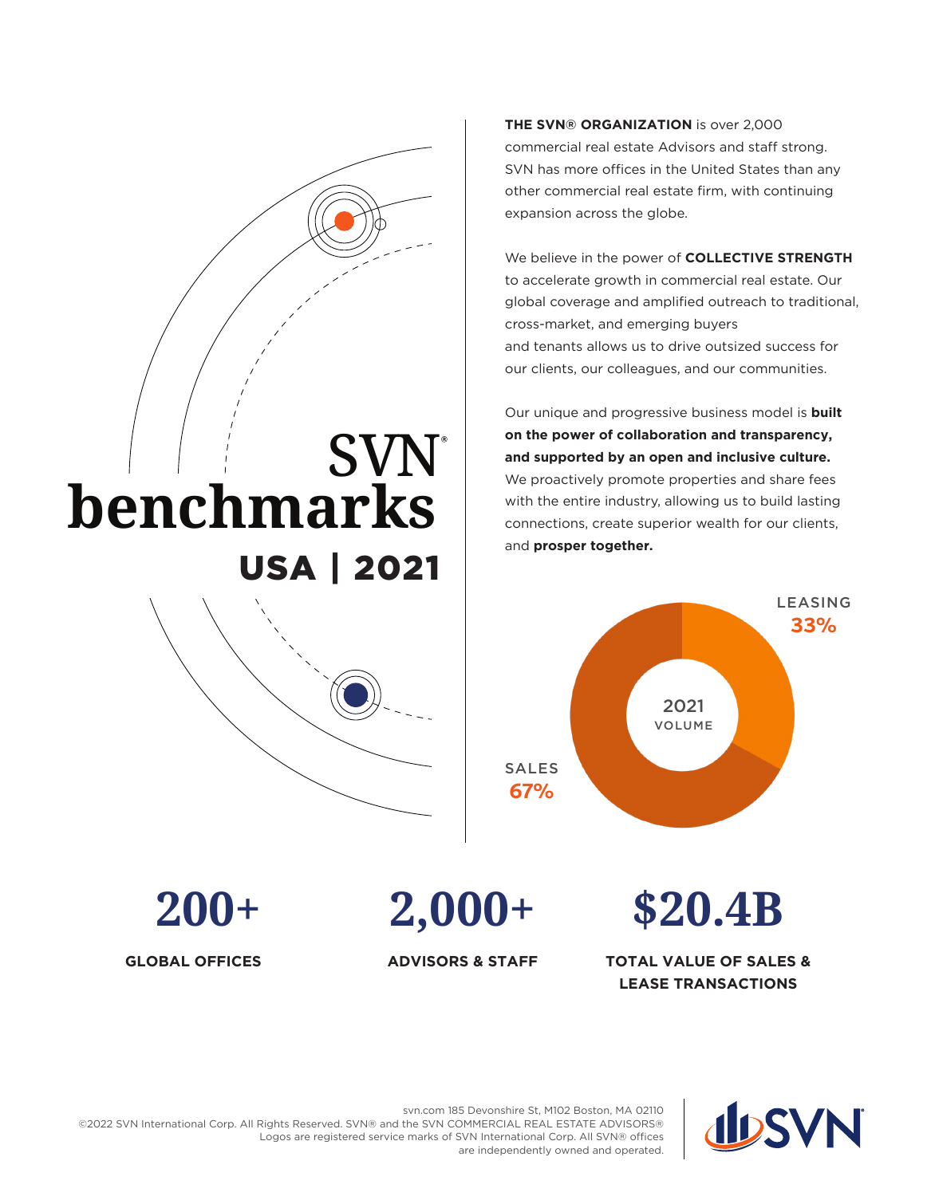# SVN® benchmarks

## USA | 2021

**THE SVN® ORGANIZATION** is over 2,000 commercial real estate Advisors and staff strong. SVN has more offices in the United States than any other commercial real estate firm, with continuing expansion across the globe.

We believe in the power of **COLLECTIVE STRENGTH** to accelerate growth in commercial real estate. Our global coverage and amplified outreach to traditional, cross-market, and emerging buyers and tenants allows us to drive outsized success for our clients, our colleagues, and our communities.

Our unique and progressive business model is **built on the power of collaboration and transparency, and supported by an open and inclusive culture.** We proactively promote properties and share fees with the entire industry, allowing us to build lasting connections, create superior wealth for our clients, and **prosper together.**

2021 VOLUME

LEASING 33%

SALES 67%

**200+**
**GLOBAL OFFICES**

**2,000+**
**ADVISORS & STAFF**

**$20.4B**
**TOTAL VALUE OF SALES & LEASE TRANSACTIONS**

svn.com 185 Devonshire St, M102 Boston, MA 02110
©2022 SVN International Corp. All Rights Reserved. SVN® and the SVN COMMERCIAL REAL ESTATE ADVISORS® Logos are registered service marks of SVN International Corp. All SVN® offices are independently owned and operated.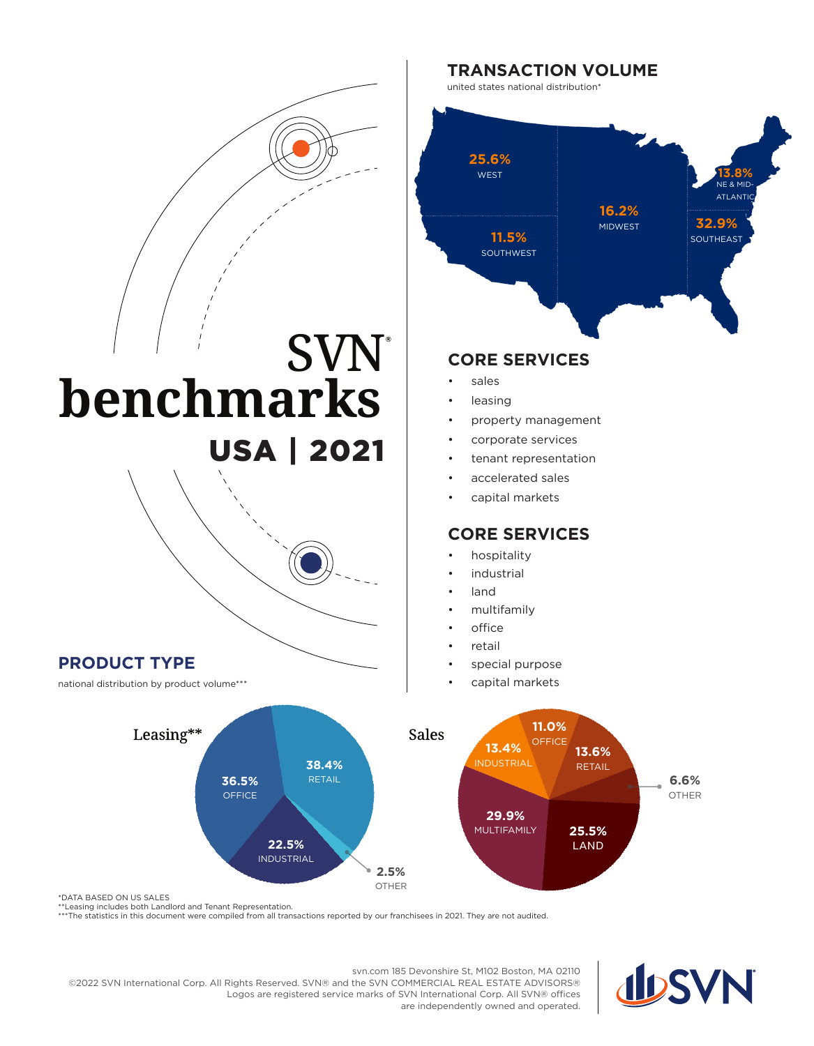# SVN® benchmarks

## USA | 2021

## TRANSACTION VOLUME

united states national distribution*

25.6%
WEST

11.5%
SOUTHWEST

16.2%
MIDWEST

13.8%
NE & MID-ATLANTIC

32.9%
SOUTHEAST

## CORE SERVICES

- sales
- leasing
- property management
- corporate services
- tenant representation
- accelerated sales
- capital markets

## CORE SERVICES

- hospitality
- industrial
- land
- multifamily
- office
- retail
- special purpose
- capital markets

## PRODUCT TYPE

national distribution by product volume***

Leasing**

38.4%
RETAIL

36.5%
OFFICE

22.5%
INDUSTRIAL

2.5%
OTHER

Sales

11.0%
OFFICE

13.4%
INDUSTRIAL

13.6%
RETAIL

6.6%
OTHER

29.9%
MULTIFAMILY

25.5%
LAND

*DATA BASED ON US SALES
**Leasing includes both Landlord and Tenant Representation.
***The statistics in this document were compiled from all transactions reported by our franchisees in 2021. They are not audited.

svn.com 185 Devonshire St, M102 Boston, MA 02110
©2022 SVN International Corp. All Rights Reserved. SVN® and the SVN COMMERCIAL REAL ESTATE ADVISORS® Logos are registered service marks of SVN International Corp. All SVN® offices are independently owned and operated.